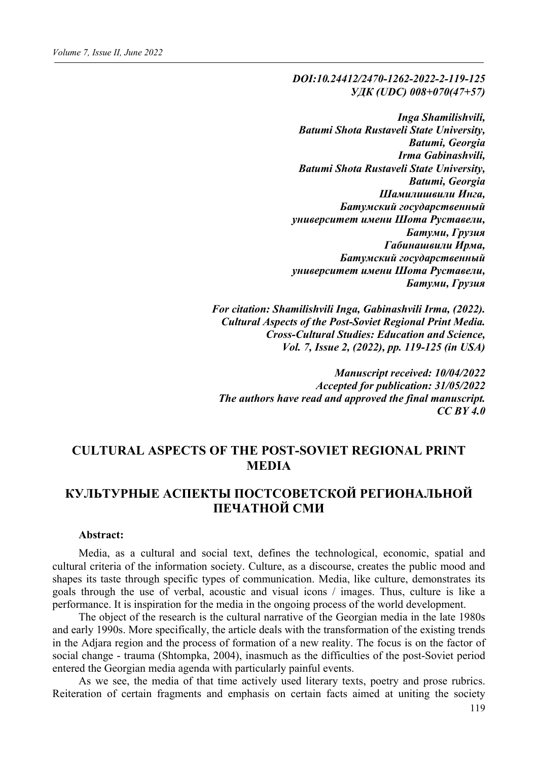***DOI:10.24412/2470-1262-2022-2-119-125***
***УДК (UDC) 008+070(47+57)***

***Inga Shamilishvili,***
***Batumi Shota Rustaveli State University,***
***Batumi, Georgia***
***Irma Gabinashvili,***
***Batumi Shota Rustaveli State University,***
***Batumi, Georgia***
***Шамилишвили Инга,***
***Батумский государственный***
***университет имени Шота Руставели,***
***Батуми, Грузия***
***Габинашвили Ирма,***
***Батумский государственный***
***университет имени Шота Руставели,***
***Батуми, Грузия***

***For citation: Shamilishvili Inga, Gabinashvili Irma, (2022). Cultural Aspects of the Post-Soviet Regional Print Media. Cross-Cultural Studies: Education and Science, Vol. 7, Issue 2, (2022), pp. 119-125 (in USA)***

***Manuscript received: 10/04/2022***
***Accepted for publication: 31/05/2022***
***The authors have read and approved the final manuscript.***
***CC BY 4.0***

# CULTURAL ASPECTS OF THE POST-SOVIET REGIONAL PRINT MEDIA

# КУЛЬТУРНЫЕ АСПЕКТЫ ПОСТСОВЕТСКОЙ РЕГИОНАЛЬНОЙ ПЕЧАТНОЙ СМИ

**Abstract:**

Media, as a cultural and social text, defines the technological, economic, spatial and cultural criteria of the information society. Culture, as a discourse, creates the public mood and shapes its taste through specific types of communication. Media, like culture, demonstrates its goals through the use of verbal, acoustic and visual icons / images. Thus, culture is like a performance. It is inspiration for the media in the ongoing process of the world development.

The object of the research is the cultural narrative of the Georgian media in the late 1980s and early 1990s. More specifically, the article deals with the transformation of the existing trends in the Adjara region and the process of formation of a new reality. The focus is on the factor of social change - trauma (Shtompka, 2004), inasmuch as the difficulties of the post-Soviet period entered the Georgian media agenda with particularly painful events.

As we see, the media of that time actively used literary texts, poetry and prose rubrics. Reiteration of certain fragments and emphasis on certain facts aimed at uniting the society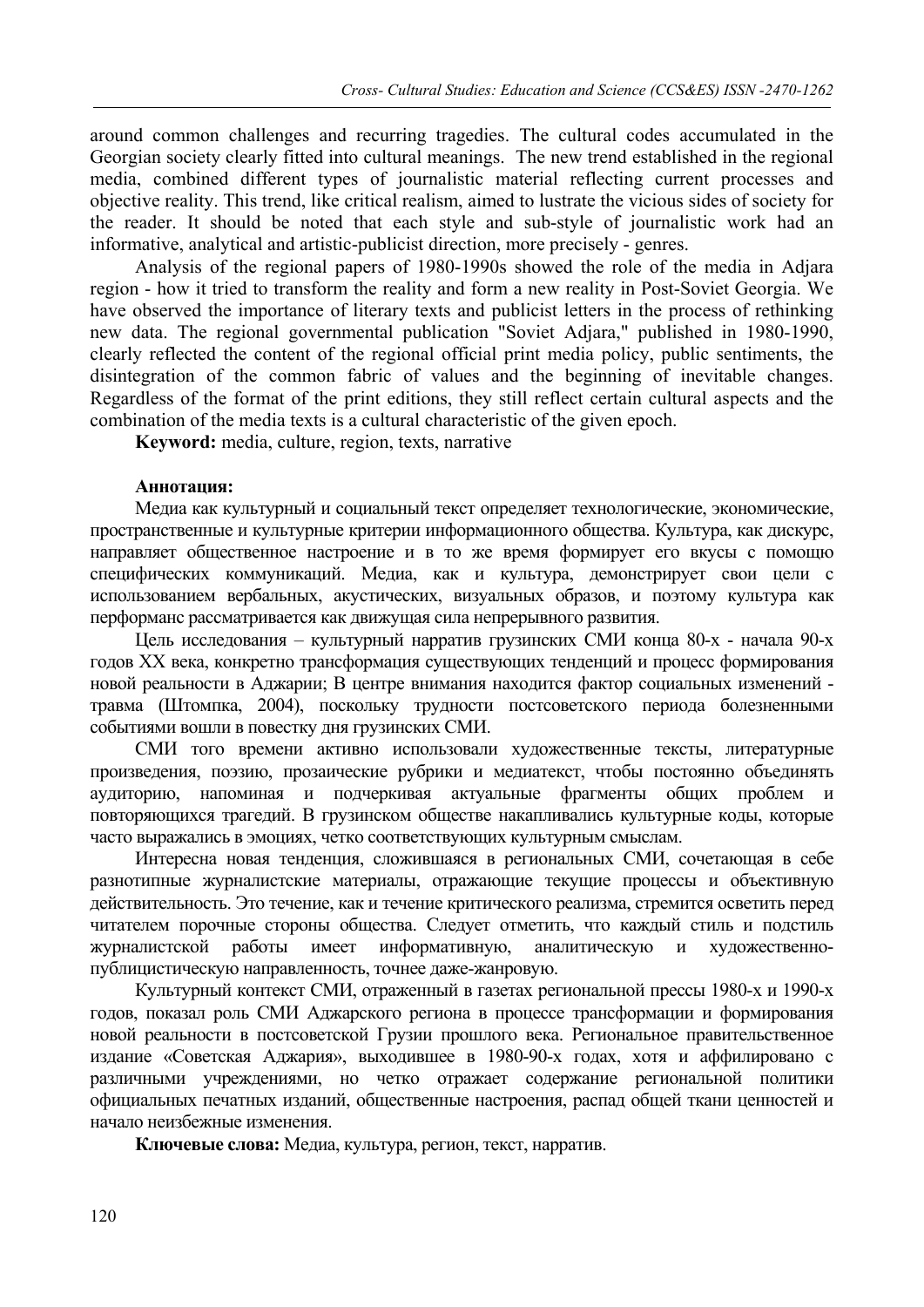around common challenges and recurring tragedies. The cultural codes accumulated in the Georgian society clearly fitted into cultural meanings. The new trend established in the regional media, combined different types of journalistic material reflecting current processes and objective reality. This trend, like critical realism, aimed to lustrate the vicious sides of society for the reader. It should be noted that each style and sub-style of journalistic work had an informative, analytical and artistic-publicist direction, more precisely - genres.

Analysis of the regional papers of 1980-1990s showed the role of the media in Adjara region - how it tried to transform the reality and form a new reality in Post-Soviet Georgia. We have observed the importance of literary texts and publicist letters in the process of rethinking new data. The regional governmental publication "Soviet Adjara," published in 1980-1990, clearly reflected the content of the regional official print media policy, public sentiments, the disintegration of the common fabric of values and the beginning of inevitable changes. Regardless of the format of the print editions, they still reflect certain cultural aspects and the combination of the media texts is a cultural characteristic of the given epoch.

**Keyword:** media, culture, region, texts, narrative

**Аннотация:**

Медиа как культурный и социальный текст определяет технологические, экономические, пространственные и культурные критерии информационного общества. Культура, как дискурс, направляет общественное настроение и в то же время формирует его вкусы с помощью специфических коммуникаций. Медиа, как и культура, демонстрирует свои цели с использованием вербальных, акустических, визуальных образов, и поэтому культура как перформанс рассматривается как движущая сила непрерывного развития.

Цель исследования – культурный нарратив грузинских СМИ конца 80-х - начала 90-х годов XX века, конкретно трансформация существующих тенденций и процесс формирования новой реальности в Аджарии; В центре внимания находится фактор социальных изменений - травма (Штомпка, 2004), поскольку трудности постсоветского периода болезненными событиями вошли в повестку дня грузинских СМИ.

СМИ того времени активно использовали художественные тексты, литературные произведения, поэзию, прозаические рубрики и медиатекст, чтобы постоянно объединять аудиторию, напоминая и подчеркивая актуальные фрагменты общих проблем и повторяющихся трагедий. В грузинском обществе накапливались культурные коды, которые часто выражались в эмоциях, четко соответствующих культурным смыслам.

Интересна новая тенденция, сложившаяся в региональных СМИ, сочетающая в себе разнотипные журналистские материалы, отражающие текущие процессы и объективную действительность. Это течение, как и течение критического реализма, стремится осветить перед читателем порочные стороны общества. Следует отметить, что каждый стиль и подстиль журналистской работы имеет информативную, аналитическую и художественно-публицистическую направленность, точнее даже-жанровую.

Культурный контекст СМИ, отраженный в газетах региональной прессы 1980-х и 1990-х годов, показал роль СМИ Аджарского региона в процессе трансформации и формирования новой реальности в постсоветской Грузии прошлого века. Региональное правительственное издание «Советская Аджария», выходившее в 1980-90-х годах, хотя и аффилировано с различными учреждениями, но четко отражает содержание региональной политики официальных печатных изданий, общественные настроения, распад общей ткани ценностей и начало неизбежные изменения.

**Ключевые слова:** Медиа, культура, регион, текст, нарратив.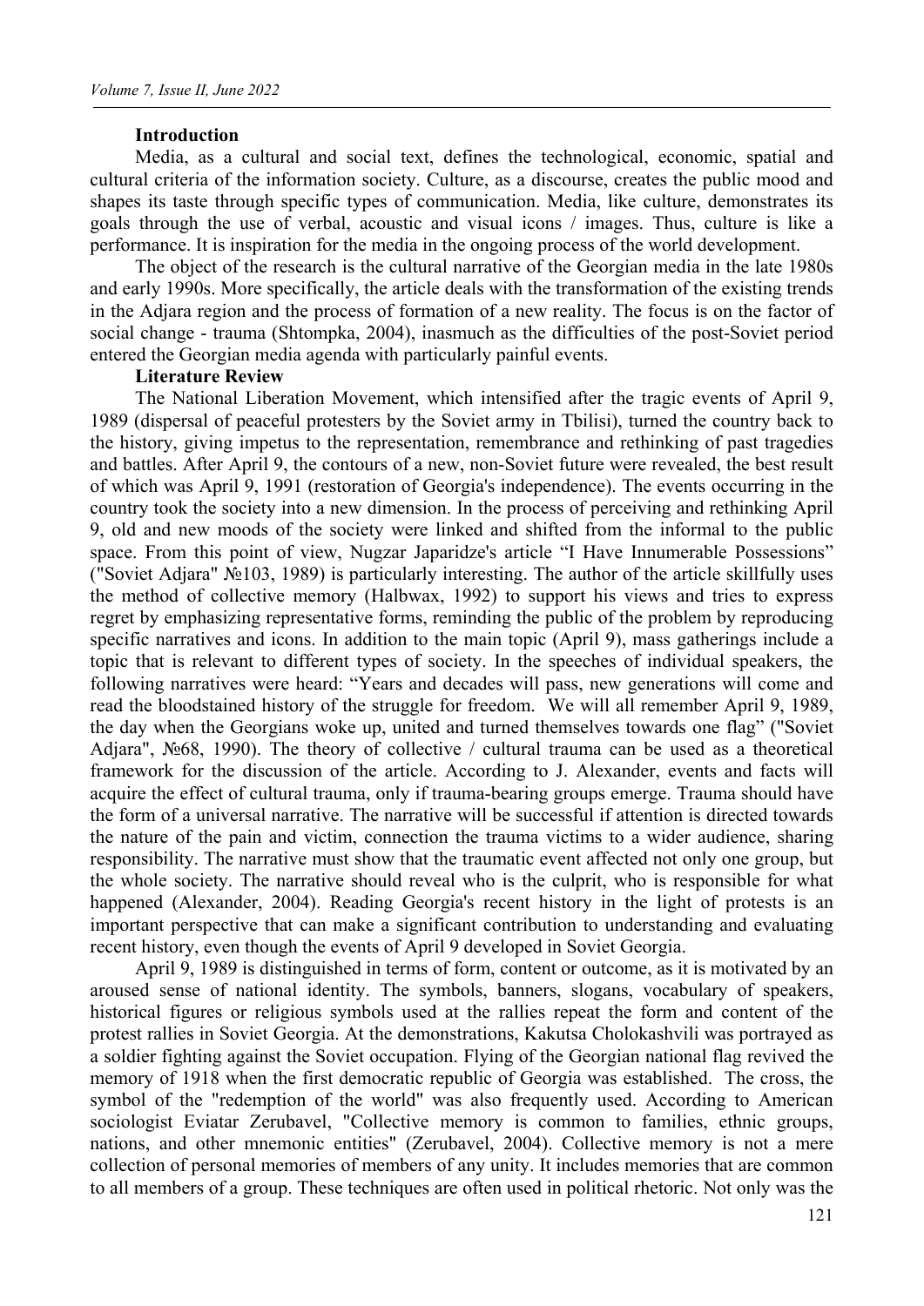**Introduction**

Media, as a cultural and social text, defines the technological, economic, spatial and cultural criteria of the information society. Culture, as a discourse, creates the public mood and shapes its taste through specific types of communication. Media, like culture, demonstrates its goals through the use of verbal, acoustic and visual icons / images. Thus, culture is like a performance. It is inspiration for the media in the ongoing process of the world development.

The object of the research is the cultural narrative of the Georgian media in the late 1980s and early 1990s. More specifically, the article deals with the transformation of the existing trends in the Adjara region and the process of formation of a new reality. The focus is on the factor of social change - trauma (Shtompka, 2004), inasmuch as the difficulties of the post-Soviet period entered the Georgian media agenda with particularly painful events.

**Literature Review**

The National Liberation Movement, which intensified after the tragic events of April 9, 1989 (dispersal of peaceful protesters by the Soviet army in Tbilisi), turned the country back to the history, giving impetus to the representation, remembrance and rethinking of past tragedies and battles. After April 9, the contours of a new, non-Soviet future were revealed, the best result of which was April 9, 1991 (restoration of Georgia's independence). The events occurring in the country took the society into a new dimension. In the process of perceiving and rethinking April 9, old and new moods of the society were linked and shifted from the informal to the public space. From this point of view, Nugzar Japaridze's article "I Have Innumerable Possessions" ("Soviet Adjara" №103, 1989) is particularly interesting. The author of the article skillfully uses the method of collective memory (Halbwax, 1992) to support his views and tries to express regret by emphasizing representative forms, reminding the public of the problem by reproducing specific narratives and icons. In addition to the main topic (April 9), mass gatherings include a topic that is relevant to different types of society. In the speeches of individual speakers, the following narratives were heard: "Years and decades will pass, new generations will come and read the bloodstained history of the struggle for freedom. We will all remember April 9, 1989, the day when the Georgians woke up, united and turned themselves towards one flag" ("Soviet Adjara", №68, 1990). The theory of collective / cultural trauma can be used as a theoretical framework for the discussion of the article. According to J. Alexander, events and facts will acquire the effect of cultural trauma, only if trauma-bearing groups emerge. Trauma should have the form of a universal narrative. The narrative will be successful if attention is directed towards the nature of the pain and victim, connection the trauma victims to a wider audience, sharing responsibility. The narrative must show that the traumatic event affected not only one group, but the whole society. The narrative should reveal who is the culprit, who is responsible for what happened (Alexander, 2004). Reading Georgia's recent history in the light of protests is an important perspective that can make a significant contribution to understanding and evaluating recent history, even though the events of April 9 developed in Soviet Georgia.

April 9, 1989 is distinguished in terms of form, content or outcome, as it is motivated by an aroused sense of national identity. The symbols, banners, slogans, vocabulary of speakers, historical figures or religious symbols used at the rallies repeat the form and content of the protest rallies in Soviet Georgia. At the demonstrations, Kakutsa Cholokashvili was portrayed as a soldier fighting against the Soviet occupation. Flying of the Georgian national flag revived the memory of 1918 when the first democratic republic of Georgia was established. The cross, the symbol of the "redemption of the world" was also frequently used. According to American sociologist Eviatar Zerubavel, "Collective memory is common to families, ethnic groups, nations, and other mnemonic entities" (Zerubavel, 2004). Collective memory is not a mere collection of personal memories of members of any unity. It includes memories that are common to all members of a group. These techniques are often used in political rhetoric. Not only was the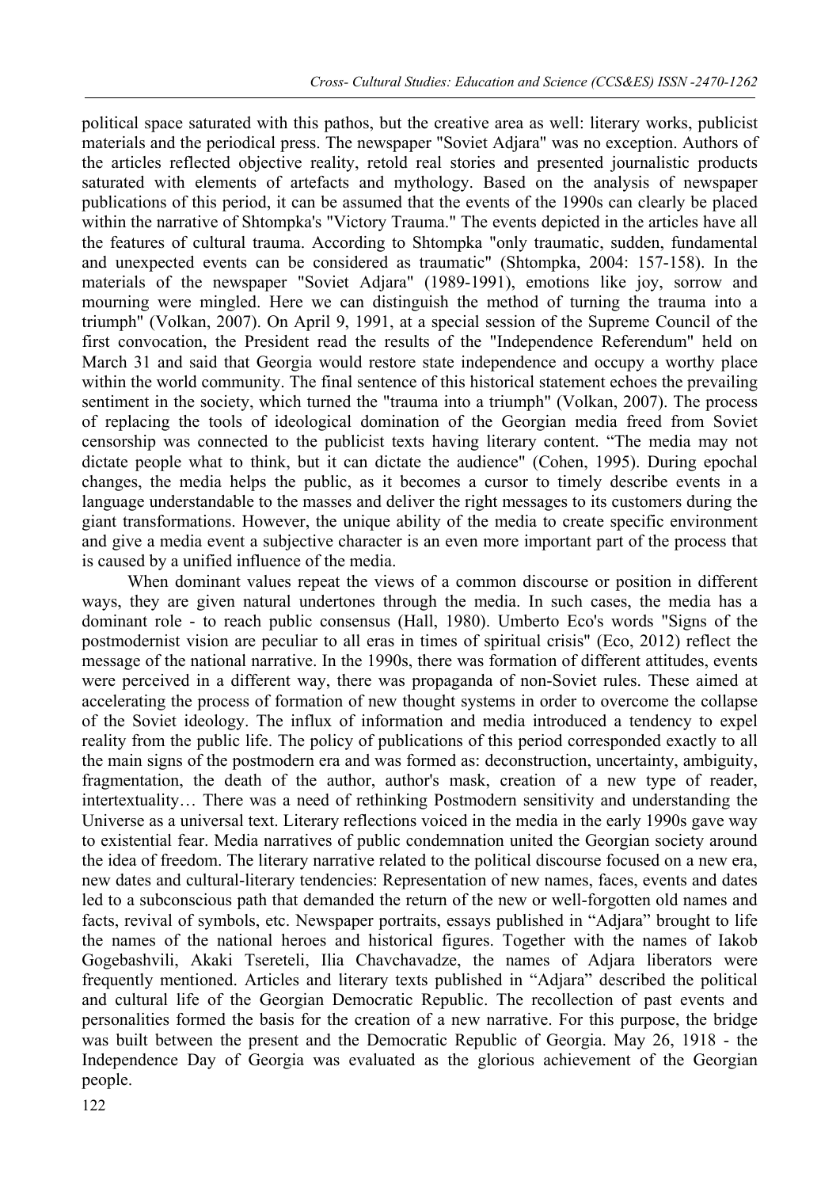political space saturated with this pathos, but the creative area as well: literary works, publicist materials and the periodical press. The newspaper "Soviet Adjara" was no exception. Authors of the articles reflected objective reality, retold real stories and presented journalistic products saturated with elements of artefacts and mythology. Based on the analysis of newspaper publications of this period, it can be assumed that the events of the 1990s can clearly be placed within the narrative of Shtompka's "Victory Trauma." The events depicted in the articles have all the features of cultural trauma. According to Shtompka "only traumatic, sudden, fundamental and unexpected events can be considered as traumatic" (Shtompka, 2004: 157-158). In the materials of the newspaper "Soviet Adjara" (1989-1991), emotions like joy, sorrow and mourning were mingled. Here we can distinguish the method of turning the trauma into a triumph" (Volkan, 2007). On April 9, 1991, at a special session of the Supreme Council of the first convocation, the President read the results of the "Independence Referendum" held on March 31 and said that Georgia would restore state independence and occupy a worthy place within the world community. The final sentence of this historical statement echoes the prevailing sentiment in the society, which turned the "trauma into a triumph" (Volkan, 2007). The process of replacing the tools of ideological domination of the Georgian media freed from Soviet censorship was connected to the publicist texts having literary content. "The media may not dictate people what to think, but it can dictate the audience" (Cohen, 1995). During epochal changes, the media helps the public, as it becomes a cursor to timely describe events in a language understandable to the masses and deliver the right messages to its customers during the giant transformations. However, the unique ability of the media to create specific environment and give a media event a subjective character is an even more important part of the process that is caused by a unified influence of the media.

When dominant values repeat the views of a common discourse or position in different ways, they are given natural undertones through the media. In such cases, the media has a dominant role - to reach public consensus (Hall, 1980). Umberto Eco's words "Signs of the postmodernist vision are peculiar to all eras in times of spiritual crisis" (Eco, 2012) reflect the message of the national narrative. In the 1990s, there was formation of different attitudes, events were perceived in a different way, there was propaganda of non-Soviet rules. These aimed at accelerating the process of formation of new thought systems in order to overcome the collapse of the Soviet ideology. The influx of information and media introduced a tendency to expel reality from the public life. The policy of publications of this period corresponded exactly to all the main signs of the postmodern era and was formed as: deconstruction, uncertainty, ambiguity, fragmentation, the death of the author, author's mask, creation of a new type of reader, intertextuality… There was a need of rethinking Postmodern sensitivity and understanding the Universe as a universal text. Literary reflections voiced in the media in the early 1990s gave way to existential fear. Media narratives of public condemnation united the Georgian society around the idea of freedom. The literary narrative related to the political discourse focused on a new era, new dates and cultural-literary tendencies: Representation of new names, faces, events and dates led to a subconscious path that demanded the return of the new or well-forgotten old names and facts, revival of symbols, etc. Newspaper portraits, essays published in "Adjara" brought to life the names of the national heroes and historical figures. Together with the names of Iakob Gogebashvili, Akaki Tsereteli, Ilia Chavchavadze, the names of Adjara liberators were frequently mentioned. Articles and literary texts published in "Adjara" described the political and cultural life of the Georgian Democratic Republic. The recollection of past events and personalities formed the basis for the creation of a new narrative. For this purpose, the bridge was built between the present and the Democratic Republic of Georgia. May 26, 1918 - the Independence Day of Georgia was evaluated as the glorious achievement of the Georgian people.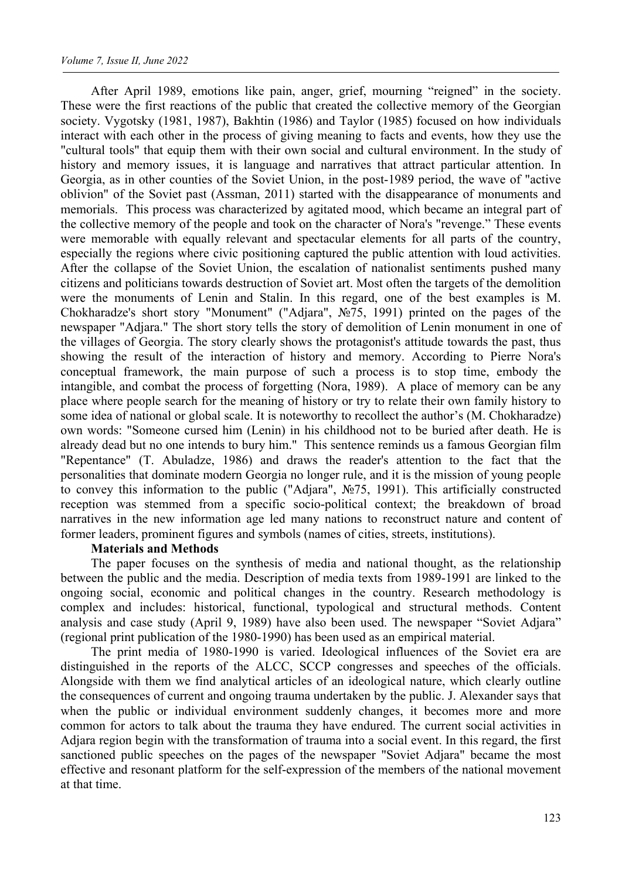After April 1989, emotions like pain, anger, grief, mourning "reigned" in the society. These were the first reactions of the public that created the collective memory of the Georgian society. Vygotsky (1981, 1987), Bakhtin (1986) and Taylor (1985) focused on how individuals interact with each other in the process of giving meaning to facts and events, how they use the "cultural tools" that equip them with their own social and cultural environment. In the study of history and memory issues, it is language and narratives that attract particular attention. In Georgia, as in other counties of the Soviet Union, in the post-1989 period, the wave of "active oblivion" of the Soviet past (Assman, 2011) started with the disappearance of monuments and memorials. This process was characterized by agitated mood, which became an integral part of the collective memory of the people and took on the character of Nora's "revenge." These events were memorable with equally relevant and spectacular elements for all parts of the country, especially the regions where civic positioning captured the public attention with loud activities. After the collapse of the Soviet Union, the escalation of nationalist sentiments pushed many citizens and politicians towards destruction of Soviet art. Most often the targets of the demolition were the monuments of Lenin and Stalin. In this regard, one of the best examples is M. Chokharadze's short story "Monument" ("Adjara", №75, 1991) printed on the pages of the newspaper "Adjara." The short story tells the story of demolition of Lenin monument in one of the villages of Georgia. The story clearly shows the protagonist's attitude towards the past, thus showing the result of the interaction of history and memory. According to Pierre Nora's conceptual framework, the main purpose of such a process is to stop time, embody the intangible, and combat the process of forgetting (Nora, 1989). A place of memory can be any place where people search for the meaning of history or try to relate their own family history to some idea of national or global scale. It is noteworthy to recollect the author's (M. Chokharadze) own words: "Someone cursed him (Lenin) in his childhood not to be buried after death. He is already dead but no one intends to bury him." This sentence reminds us a famous Georgian film "Repentance" (T. Abuladze, 1986) and draws the reader's attention to the fact that the personalities that dominate modern Georgia no longer rule, and it is the mission of young people to convey this information to the public ("Adjara", №75, 1991). This artificially constructed reception was stemmed from a specific socio-political context; the breakdown of broad narratives in the new information age led many nations to reconstruct nature and content of former leaders, prominent figures and symbols (names of cities, streets, institutions).

**Materials and Methods**

The paper focuses on the synthesis of media and national thought, as the relationship between the public and the media. Description of media texts from 1989-1991 are linked to the ongoing social, economic and political changes in the country. Research methodology is complex and includes: historical, functional, typological and structural methods. Content analysis and case study (April 9, 1989) have also been used. The newspaper "Soviet Adjara" (regional print publication of the 1980-1990) has been used as an empirical material.

The print media of 1980-1990 is varied. Ideological influences of the Soviet era are distinguished in the reports of the ALCC, SCCP congresses and speeches of the officials. Alongside with them we find analytical articles of an ideological nature, which clearly outline the consequences of current and ongoing trauma undertaken by the public. J. Alexander says that when the public or individual environment suddenly changes, it becomes more and more common for actors to talk about the trauma they have endured. The current social activities in Adjara region begin with the transformation of trauma into a social event. In this regard, the first sanctioned public speeches on the pages of the newspaper "Soviet Adjara" became the most effective and resonant platform for the self-expression of the members of the national movement at that time.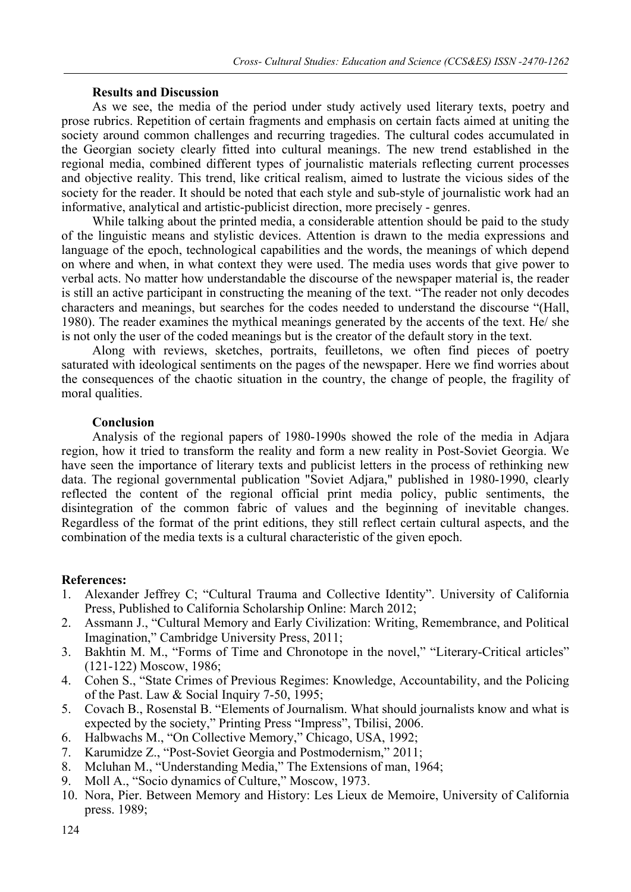### Results and Discussion

As we see, the media of the period under study actively used literary texts, poetry and prose rubrics. Repetition of certain fragments and emphasis on certain facts aimed at uniting the society around common challenges and recurring tragedies. The cultural codes accumulated in the Georgian society clearly fitted into cultural meanings. The new trend established in the regional media, combined different types of journalistic materials reflecting current processes and objective reality. This trend, like critical realism, aimed to lustrate the vicious sides of the society for the reader. It should be noted that each style and sub-style of journalistic work had an informative, analytical and artistic-publicist direction, more precisely - genres.

While talking about the printed media, a considerable attention should be paid to the study of the linguistic means and stylistic devices. Attention is drawn to the media expressions and language of the epoch, technological capabilities and the words, the meanings of which depend on where and when, in what context they were used. The media uses words that give power to verbal acts. No matter how understandable the discourse of the newspaper material is, the reader is still an active participant in constructing the meaning of the text. "The reader not only decodes characters and meanings, but searches for the codes needed to understand the discourse "(Hall, 1980). The reader examines the mythical meanings generated by the accents of the text. He/ she is not only the user of the coded meanings but is the creator of the default story in the text.

Along with reviews, sketches, portraits, feuilletons, we often find pieces of poetry saturated with ideological sentiments on the pages of the newspaper. Here we find worries about the consequences of the chaotic situation in the country, the change of people, the fragility of moral qualities.

### Conclusion

Analysis of the regional papers of 1980-1990s showed the role of the media in Adjara region, how it tried to transform the reality and form a new reality in Post-Soviet Georgia. We have seen the importance of literary texts and publicist letters in the process of rethinking new data. The regional governmental publication "Soviet Adjara," published in 1980-1990, clearly reflected the content of the regional official print media policy, public sentiments, the disintegration of the common fabric of values and the beginning of inevitable changes. Regardless of the format of the print editions, they still reflect certain cultural aspects, and the combination of the media texts is a cultural characteristic of the given epoch.

### References:

1. Alexander Jeffrey C; "Cultural Trauma and Collective Identity". University of California Press, Published to California Scholarship Online: March 2012;
2. Assmann J., "Cultural Memory and Early Civilization: Writing, Remembrance, and Political Imagination," Cambridge University Press, 2011;
3. Bakhtin M. M., "Forms of Time and Chronotope in the novel," "Literary-Critical articles" (121-122) Moscow, 1986;
4. Cohen S., "State Crimes of Previous Regimes: Knowledge, Accountability, and the Policing of the Past. Law & Social Inquiry 7-50, 1995;
5. Covach B., Rosenstal B. "Elements of Journalism. What should journalists know and what is expected by the society," Printing Press "Impress", Tbilisi, 2006.
6. Halbwachs M., "On Collective Memory," Chicago, USA, 1992;
7. Karumidze Z., "Post-Soviet Georgia and Postmodernism," 2011;
8. Mcluhan M., "Understanding Media," The Extensions of man, 1964;
9. Moll A., "Socio dynamics of Culture," Moscow, 1973.
10. Nora, Pier. Between Memory and History: Les Lieux de Memoire, University of California press. 1989;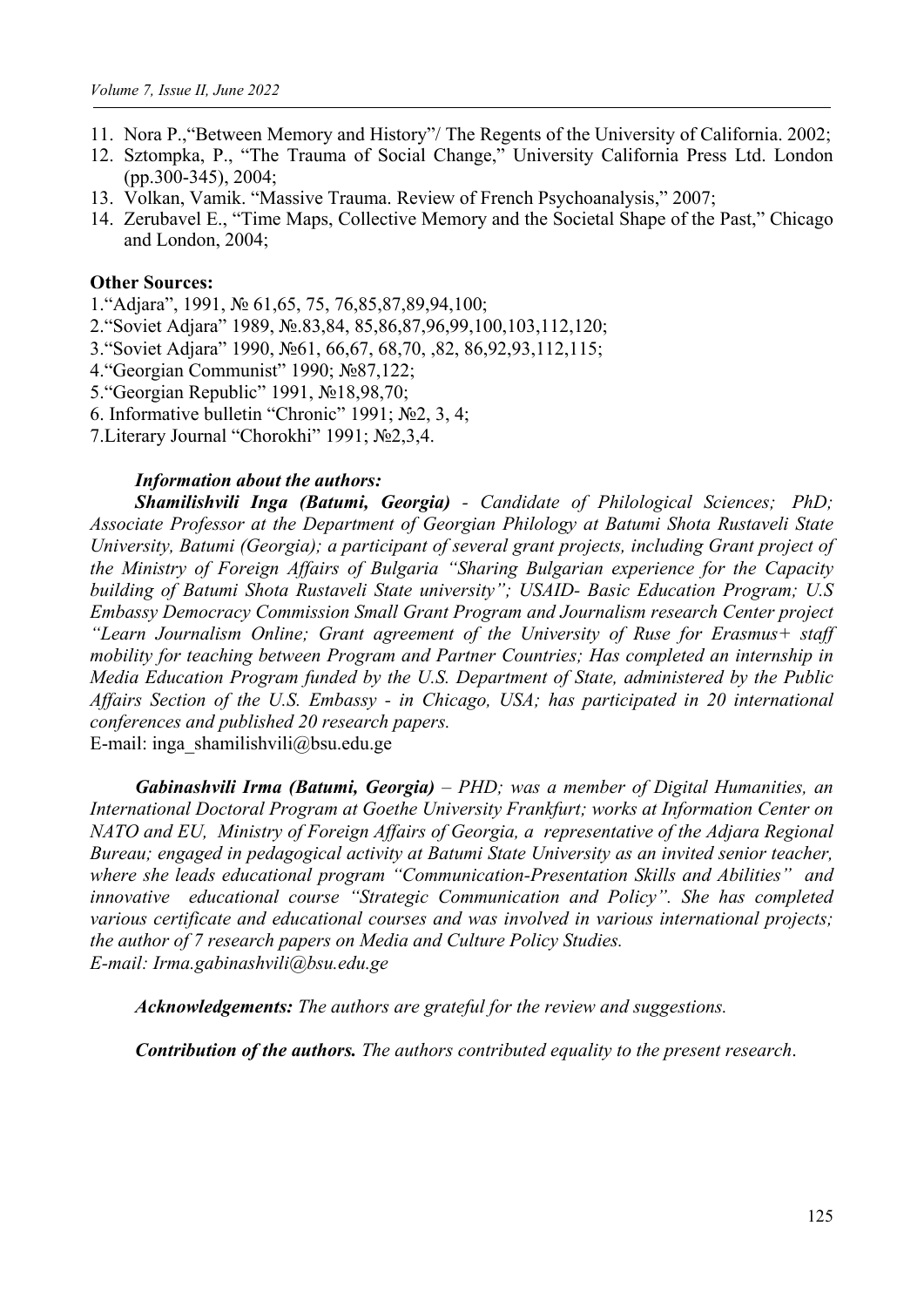11. Nora P.,"Between Memory and History"/ The Regents of the University of California. 2002;
12. Sztompka, P., "The Trauma of Social Change," University California Press Ltd. London (pp.300-345), 2004;
13. Volkan, Vamik. "Massive Trauma. Review of French Psychoanalysis," 2007;
14. Zerubavel E., "Time Maps, Collective Memory and the Societal Shape of the Past," Chicago and London, 2004;

**Other Sources:**

1."Adjara", 1991, № 61,65, 75, 76,85,87,89,94,100;
2."Soviet Adjara" 1989, №.83,84, 85,86,87,96,99,100,103,112,120;
3."Soviet Adjara" 1990, №61, 66,67, 68,70, ,82, 86,92,93,112,115;
4."Georgian Communist" 1990; №87,122;
5."Georgian Republic" 1991, №18,98,70;
6. Informative bulletin "Chronic" 1991; №2, 3, 4;
7.Literary Journal "Chorokhi" 1991; №2,3,4.

***Information about the authors:***

***Shamilishvili Inga (Batumi, Georgia)*** *- Candidate of Philological Sciences; PhD; Associate Professor at the Department of Georgian Philology at Batumi Shota Rustaveli State University, Batumi (Georgia); a participant of several grant projects, including Grant project of the Ministry of Foreign Affairs of Bulgaria "Sharing Bulgarian experience for the Capacity building of Batumi Shota Rustaveli State university"; USAID- Basic Education Program; U.S Embassy Democracy Commission Small Grant Program and Journalism research Center project "Learn Journalism Online; Grant agreement of the University of Ruse for Erasmus+ staff mobility for teaching between Program and Partner Countries; Has completed an internship in Media Education Program funded by the U.S. Department of State, administered by the Public Affairs Section of the U.S. Embassy - in Chicago, USA; has participated in 20 international conferences and published 20 research papers.*
E-mail: inga_shamilishvili@bsu.edu.ge

***Gabinashvili Irma (Batumi, Georgia)*** *– PHD; was a member of Digital Humanities, an International Doctoral Program at Goethe University Frankfurt; works at Information Center on NATO and EU, Ministry of Foreign Affairs of Georgia, a representative of the Adjara Regional Bureau; engaged in pedagogical activity at Batumi State University as an invited senior teacher, where she leads educational program "Communication-Presentation Skills and Abilities" and innovative educational course "Strategic Communication and Policy". She has completed various certificate and educational courses and was involved in various international projects; the author of 7 research papers on Media and Culture Policy Studies.*
*E-mail: Irma.gabinashvili@bsu.edu.ge*

***Acknowledgements:*** *The authors are grateful for the review and suggestions.*

***Contribution of the authors.*** *The authors contributed equality to the present research*.